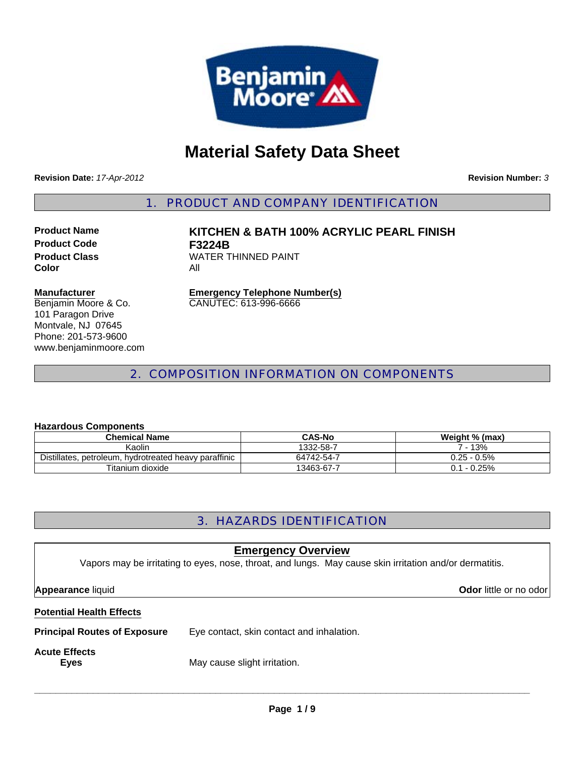# Material Safety Data Sheet

**Revision Date:** *17-Apr-2012*

**Revision Number:** *3*

## 1. PRODUCT AND COMPANY IDENTIFICATION

**Product Name** **KITCHEN & BATH 100% ACRYLIC PEARL FINISH**
**Product Code** **F3224B**
**Product Class** WATER THINNED PAINT
**Color** All

**Manufacturer**
Benjamin Moore & Co.
101 Paragon Drive
Montvale, NJ 07645
Phone: 201-573-9600
www.benjaminmoore.com

**Emergency Telephone Number(s)**
CANUTEC: 613-996-6666

## 2. COMPOSITION INFORMATION ON COMPONENTS

**Hazardous Components**

| Chemical Name | CAS-No | Weight % (max) |
|---|---|---|
| Kaolin | 1332-58-7 | 7 - 13% |
| Distillates, petroleum, hydrotreated heavy paraffinic | 64742-54-7 | 0.25 - 0.5% |
| Titanium dioxide | 13463-67-7 | 0.1 - 0.25% |

## 3. HAZARDS IDENTIFICATION

**Emergency Overview**

Vapors may be irritating to eyes, nose, throat, and lungs. May cause skin irritation and/or dermatitis.

**Appearance** liquid

**Odor** little or no odor

**Potential Health Effects**

**Principal Routes of Exposure** Eye contact, skin contact and inhalation.

**Acute Effects**

**Eyes** May cause slight irritation.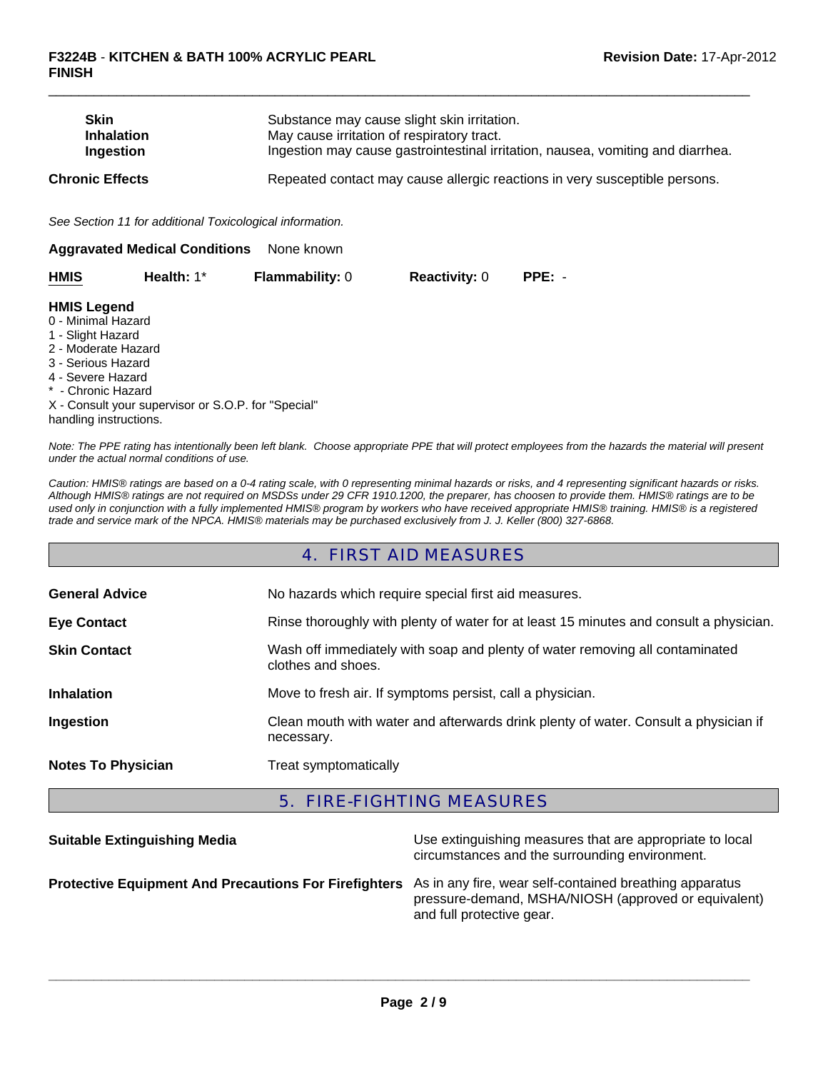| | |
|---|---|
| **Skin** | Substance may cause slight skin irritation. |
| **Inhalation** | May cause irritation of respiratory tract. |
| **Ingestion** | Ingestion may cause gastrointestinal irritation, nausea, vomiting and diarrhea. |

**Chronic Effects** Repeated contact may cause allergic reactions in very susceptible persons.

*See Section 11 for additional Toxicological information.*

**Aggravated Medical Conditions** None known

| **HMIS** | **Health:** 1* | **Flammability:** 0 | **Reactivity:** 0 | **PPE:** - |
|---|---|---|---|---|

**HMIS Legend**
0 - Minimal Hazard
1 - Slight Hazard
2 - Moderate Hazard
3 - Serious Hazard
4 - Severe Hazard
* - Chronic Hazard
X - Consult your supervisor or S.O.P. for "Special" handling instructions.

*Note: The PPE rating has intentionally been left blank. Choose appropriate PPE that will protect employees from the hazards the material will present under the actual normal conditions of use.*

*Caution: HMIS® ratings are based on a 0-4 rating scale, with 0 representing minimal hazards or risks, and 4 representing significant hazards or risks. Although HMIS® ratings are not required on MSDSs under 29 CFR 1910.1200, the preparer, has choosen to provide them. HMIS® ratings are to be used only in conjunction with a fully implemented HMIS® program by workers who have received appropriate HMIS® training. HMIS® is a registered trade and service mark of the NPCA. HMIS® materials may be purchased exclusively from J. J. Keller (800) 327-6868.*

## 4. FIRST AID MEASURES

| | |
|---|---|
| **General Advice** | No hazards which require special first aid measures. |
| **Eye Contact** | Rinse thoroughly with plenty of water for at least 15 minutes and consult a physician. |
| **Skin Contact** | Wash off immediately with soap and plenty of water removing all contaminated clothes and shoes. |
| **Inhalation** | Move to fresh air. If symptoms persist, call a physician. |
| **Ingestion** | Clean mouth with water and afterwards drink plenty of water. Consult a physician if necessary. |
| **Notes To Physician** | Treat symptomatically |

## 5. FIRE-FIGHTING MEASURES

| | |
|---|---|
| **Suitable Extinguishing Media** | Use extinguishing measures that are appropriate to local circumstances and the surrounding environment. |
| **Protective Equipment And Precautions For Firefighters** | As in any fire, wear self-contained breathing apparatus pressure-demand, MSHA/NIOSH (approved or equivalent) and full protective gear. |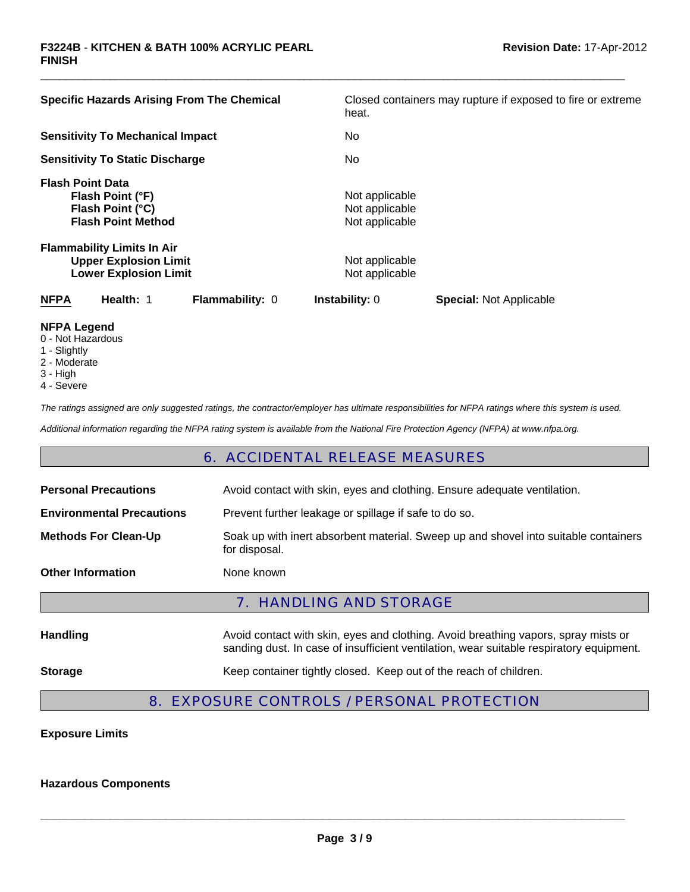| | |
|---|---|
| **Specific Hazards Arising From The Chemical** | Closed containers may rupture if exposed to fire or extreme heat. |
| **Sensitivity To Mechanical Impact** | No |
| **Sensitivity To Static Discharge** | No |

**Flash Point Data**

| | |
|---|---|
| **Flash Point (°F)** | Not applicable |
| **Flash Point (°C)** | Not applicable |
| **Flash Point Method** | Not applicable |

**Flammability Limits In Air**

| | |
|---|---|
| **Upper Explosion Limit** | Not applicable |
| **Lower Explosion Limit** | Not applicable |

| **NFPA** | **Health:** 1 | **Flammability:** 0 | **Instability:** 0 | **Special:** Not Applicable |
|---|---|---|---|---|

**NFPA Legend**
0 - Not Hazardous
1 - Slightly
2 - Moderate
3 - High
4 - Severe

*The ratings assigned are only suggested ratings, the contractor/employer has ultimate responsibilities for NFPA ratings where this system is used.*

*Additional information regarding the NFPA rating system is available from the National Fire Protection Agency (NFPA) at www.nfpa.org.*

## 6. ACCIDENTAL RELEASE MEASURES

| | |
|---|---|
| **Personal Precautions** | Avoid contact with skin, eyes and clothing. Ensure adequate ventilation. |
| **Environmental Precautions** | Prevent further leakage or spillage if safe to do so. |
| **Methods For Clean-Up** | Soak up with inert absorbent material. Sweep up and shovel into suitable containers for disposal. |
| **Other Information** | None known |

## 7. HANDLING AND STORAGE

| | |
|---|---|
| **Handling** | Avoid contact with skin, eyes and clothing. Avoid breathing vapors, spray mists or sanding dust. In case of insufficient ventilation, wear suitable respiratory equipment. |
| **Storage** | Keep container tightly closed. Keep out of the reach of children. |

## 8. EXPOSURE CONTROLS / PERSONAL PROTECTION

**Exposure Limits**

**Hazardous Components**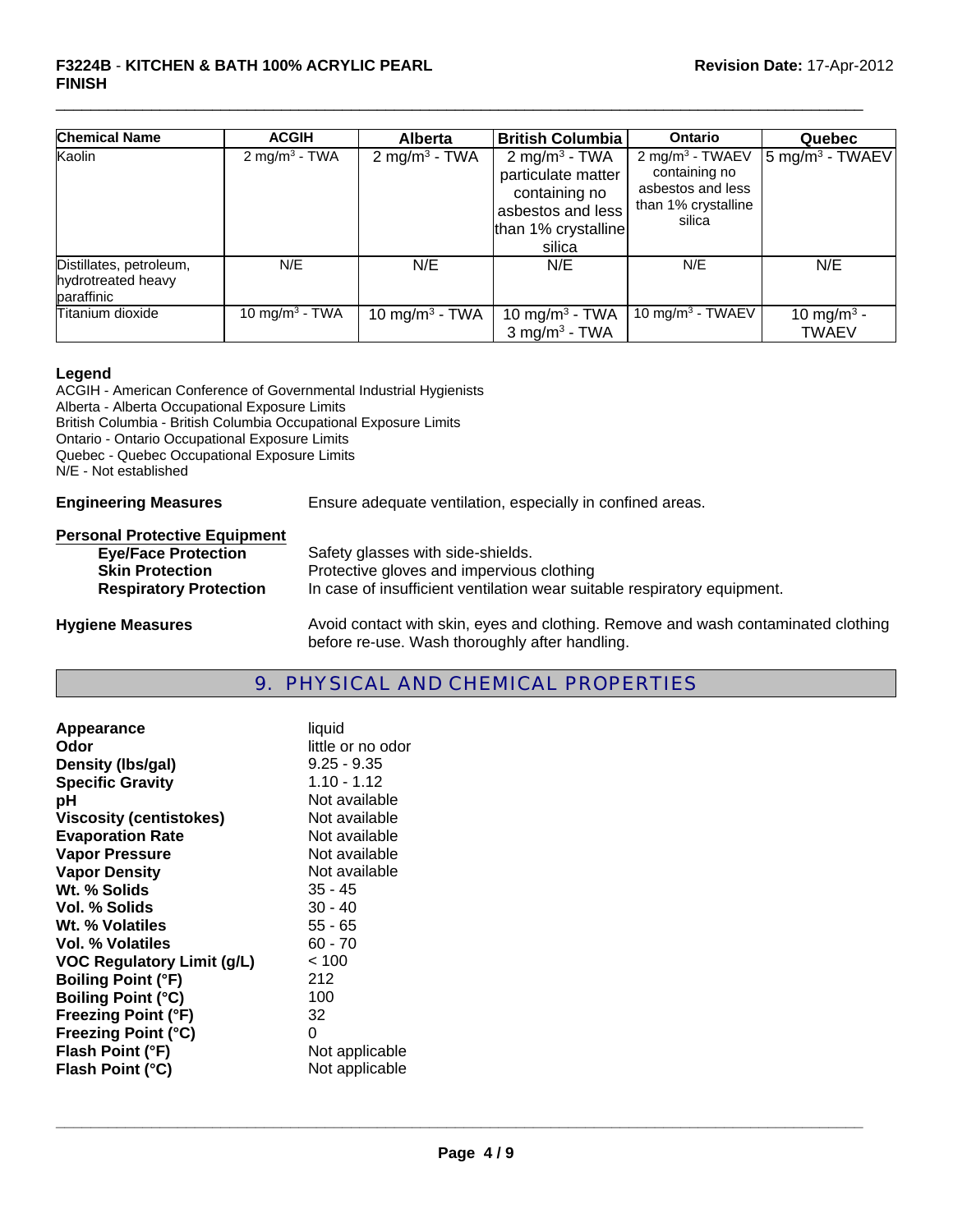| Chemical Name | ACGIH | Alberta | British Columbia | Ontario | Quebec |
|---|---|---|---|---|---|
| Kaolin | 2 $mg/m^3$ - TWA | 2 $mg/m^3$ - TWA | 2 $mg/m^3$ - TWA particulate matter containing no asbestos and less than 1% crystalline silica | 2 $mg/m^3$ - TWAEV containing no asbestos and less than 1% crystalline silica | 5 $mg/m^3$ - TWAEV |
| Distillates, petroleum, hydrotreated heavy paraffinic | N/E | N/E | N/E | N/E | N/E |
| Titanium dioxide | 10 $mg/m^3$ - TWA | 10 $mg/m^3$ - TWA | 10 $mg/m^3$ - TWA<br>3 $mg/m^3$ - TWA | 10 $mg/m^3$ - TWAEV | 10 $mg/m^3$ - TWAEV |

**Legend**
ACGIH - American Conference of Governmental Industrial Hygienists
Alberta - Alberta Occupational Exposure Limits
British Columbia - British Columbia Occupational Exposure Limits
Ontario - Ontario Occupational Exposure Limits
Quebec - Quebec Occupational Exposure Limits
N/E - Not established

**Engineering Measures** Ensure adequate ventilation, especially in confined areas.

**Personal Protective Equipment**

- **Eye/Face Protection** Safety glasses with side-shields.
- **Skin Protection** Protective gloves and impervious clothing
- **Respiratory Protection** In case of insufficient ventilation wear suitable respiratory equipment.

**Hygiene Measures** Avoid contact with skin, eyes and clothing. Remove and wash contaminated clothing before re-use. Wash thoroughly after handling.

## 9. PHYSICAL AND CHEMICAL PROPERTIES

| | |
|---|---|
| **Appearance** | liquid |
| **Odor** | little or no odor |
| **Density (lbs/gal)** | 9.25 - 9.35 |
| **Specific Gravity** | 1.10 - 1.12 |
| **pH** | Not available |
| **Viscosity (centistokes)** | Not available |
| **Evaporation Rate** | Not available |
| **Vapor Pressure** | Not available |
| **Vapor Density** | Not available |
| **Wt. % Solids** | 35 - 45 |
| **Vol. % Solids** | 30 - 40 |
| **Wt. % Volatiles** | 55 - 65 |
| **Vol. % Volatiles** | 60 - 70 |
| **VOC Regulatory Limit (g/L)** | < 100 |
| **Boiling Point (°F)** | 212 |
| **Boiling Point (°C)** | 100 |
| **Freezing Point (°F)** | 32 |
| **Freezing Point (°C)** | 0 |
| **Flash Point (°F)** | Not applicable |
| **Flash Point (°C)** | Not applicable |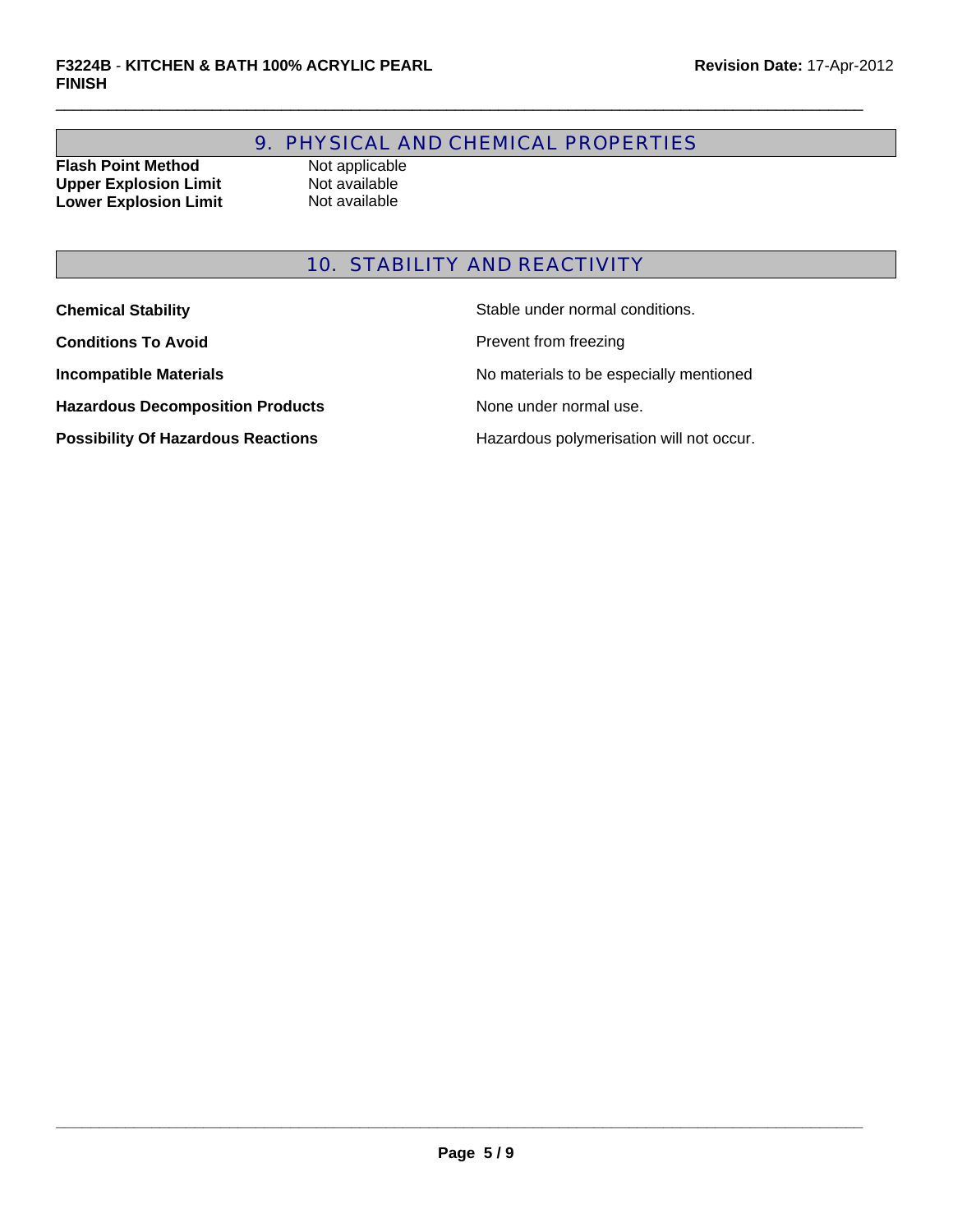## 9. PHYSICAL AND CHEMICAL PROPERTIES

| | |
|---|---|
| **Flash Point Method** | Not applicable |
| **Upper Explosion Limit** | Not available |
| **Lower Explosion Limit** | Not available |

## 10. STABILITY AND REACTIVITY

| | |
|---|---|
| **Chemical Stability** | Stable under normal conditions. |
| **Conditions To Avoid** | Prevent from freezing |
| **Incompatible Materials** | No materials to be especially mentioned |
| **Hazardous Decomposition Products** | None under normal use. |
| **Possibility Of Hazardous Reactions** | Hazardous polymerisation will not occur. |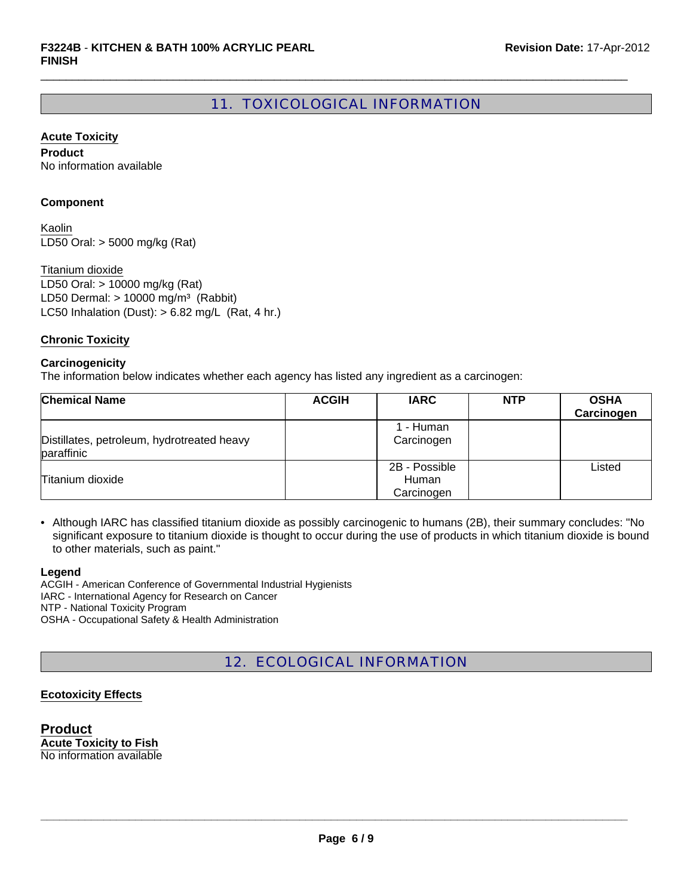## 11. TOXICOLOGICAL INFORMATION

### Acute Toxicity

**Product**
No information available

**Component**

Kaolin
LD50 Oral: > 5000 mg/kg (Rat)

Titanium dioxide
LD50 Oral: > 10000 mg/kg (Rat)
LD50 Dermal: > 10000 mg/m$^3$ (Rabbit)
LC50 Inhalation (Dust): > 6.82 mg/L (Rat, 4 hr.)

### Chronic Toxicity

**Carcinogenicity**
The information below indicates whether each agency has listed any ingredient as a carcinogen:

| Chemical Name | ACGIH | IARC | NTP | OSHA Carcinogen |
|---|---|---|---|---|
| Distillates, petroleum, hydrotreated heavy paraffinic | | 1 - Human Carcinogen | | |
| Titanium dioxide | | 2B - Possible Human Carcinogen | | Listed |

- Although IARC has classified titanium dioxide as possibly carcinogenic to humans (2B), their summary concludes: "No significant exposure to titanium dioxide is thought to occur during the use of products in which titanium dioxide is bound to other materials, such as paint."

**Legend**
ACGIH - American Conference of Governmental Industrial Hygienists
IARC - International Agency for Research on Cancer
NTP - National Toxicity Program
OSHA - Occupational Safety & Health Administration

## 12. ECOLOGICAL INFORMATION

### Ecotoxicity Effects

**Product**

**Acute Toxicity to Fish**
No information available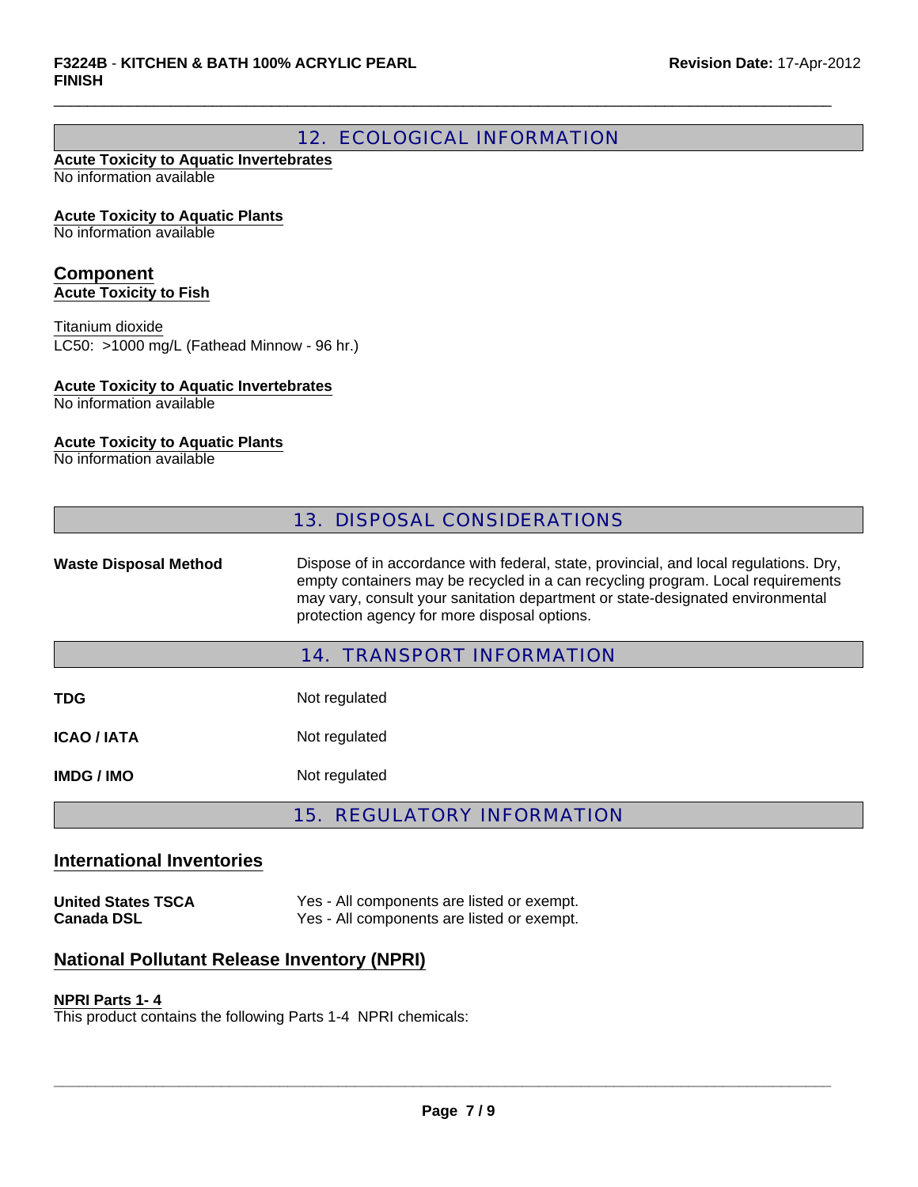## 12. ECOLOGICAL INFORMATION

**Acute Toxicity to Aquatic Invertebrates**
No information available

**Acute Toxicity to Aquatic Plants**
No information available

### Component

**Acute Toxicity to Fish**

Titanium dioxide
LC50: >1000 mg/L (Fathead Minnow - 96 hr.)

**Acute Toxicity to Aquatic Invertebrates**
No information available

**Acute Toxicity to Aquatic Plants**
No information available

## 13. DISPOSAL CONSIDERATIONS

| | |
|---|---|
| **Waste Disposal Method** | Dispose of in accordance with federal, state, provincial, and local regulations. Dry, empty containers may be recycled in a can recycling program. Local requirements may vary, consult your sanitation department or state-designated environmental protection agency for more disposal options. |

## 14. TRANSPORT INFORMATION

| | |
|---|---|
| **TDG** | Not regulated |
| **ICAO / IATA** | Not regulated |
| **IMDG / IMO** | Not regulated |

## 15. REGULATORY INFORMATION

### International Inventories

| | |
|---|---|
| **United States TSCA** | Yes - All components are listed or exempt. |
| **Canada DSL** | Yes - All components are listed or exempt. |

### National Pollutant Release Inventory (NPRI)

**NPRI Parts 1- 4**
This product contains the following Parts 1-4 NPRI chemicals: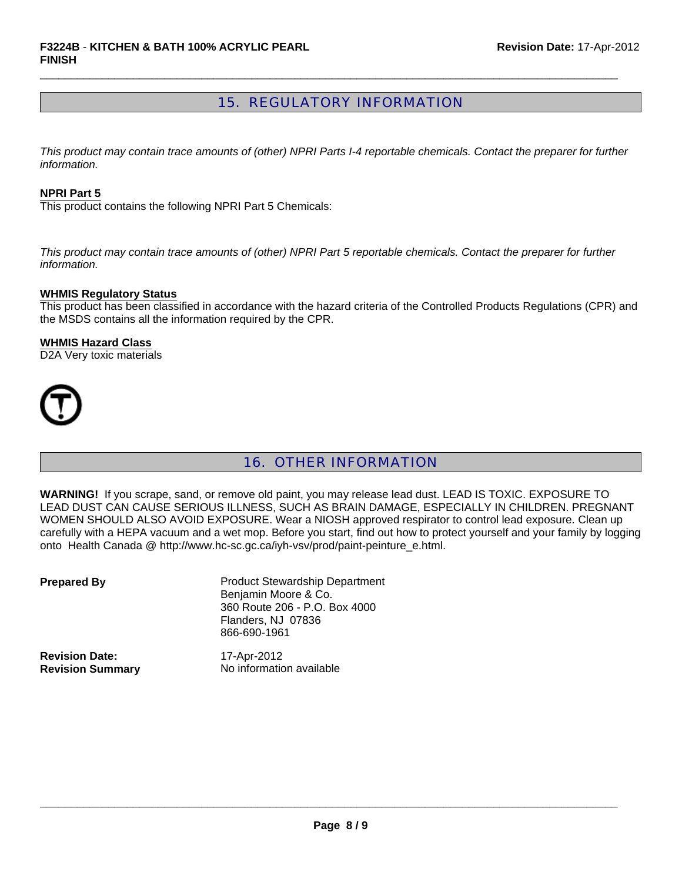## 15. REGULATORY INFORMATION

*This product may contain trace amounts of (other) NPRI Parts I-4 reportable chemicals. Contact the preparer for further information.*

**NPRI Part 5**

This product contains the following NPRI Part 5 Chemicals:

*This product may contain trace amounts of (other) NPRI Part 5 reportable chemicals. Contact the preparer for further information.*

**WHMIS Regulatory Status**

This product has been classified in accordance with the hazard criteria of the Controlled Products Regulations (CPR) and the MSDS contains all the information required by the CPR.

**WHMIS Hazard Class**

D2A Very toxic materials

## 16. OTHER INFORMATION

**WARNING!** If you scrape, sand, or remove old paint, you may release lead dust. LEAD IS TOXIC. EXPOSURE TO LEAD DUST CAN CAUSE SERIOUS ILLNESS, SUCH AS BRAIN DAMAGE, ESPECIALLY IN CHILDREN. PREGNANT WOMEN SHOULD ALSO AVOID EXPOSURE. Wear a NIOSH approved respirator to control lead exposure. Clean up carefully with a HEPA vacuum and a wet mop. Before you start, find out how to protect yourself and your family by logging onto Health Canada @ http://www.hc-sc.gc.ca/iyh-vsv/prod/paint-peinture_e.html.

**Prepared By**
Product Stewardship Department
Benjamin Moore & Co.
360 Route 206 - P.O. Box 4000
Flanders, NJ 07836
866-690-1961

**Revision Date:** 17-Apr-2012
**Revision Summary** No information available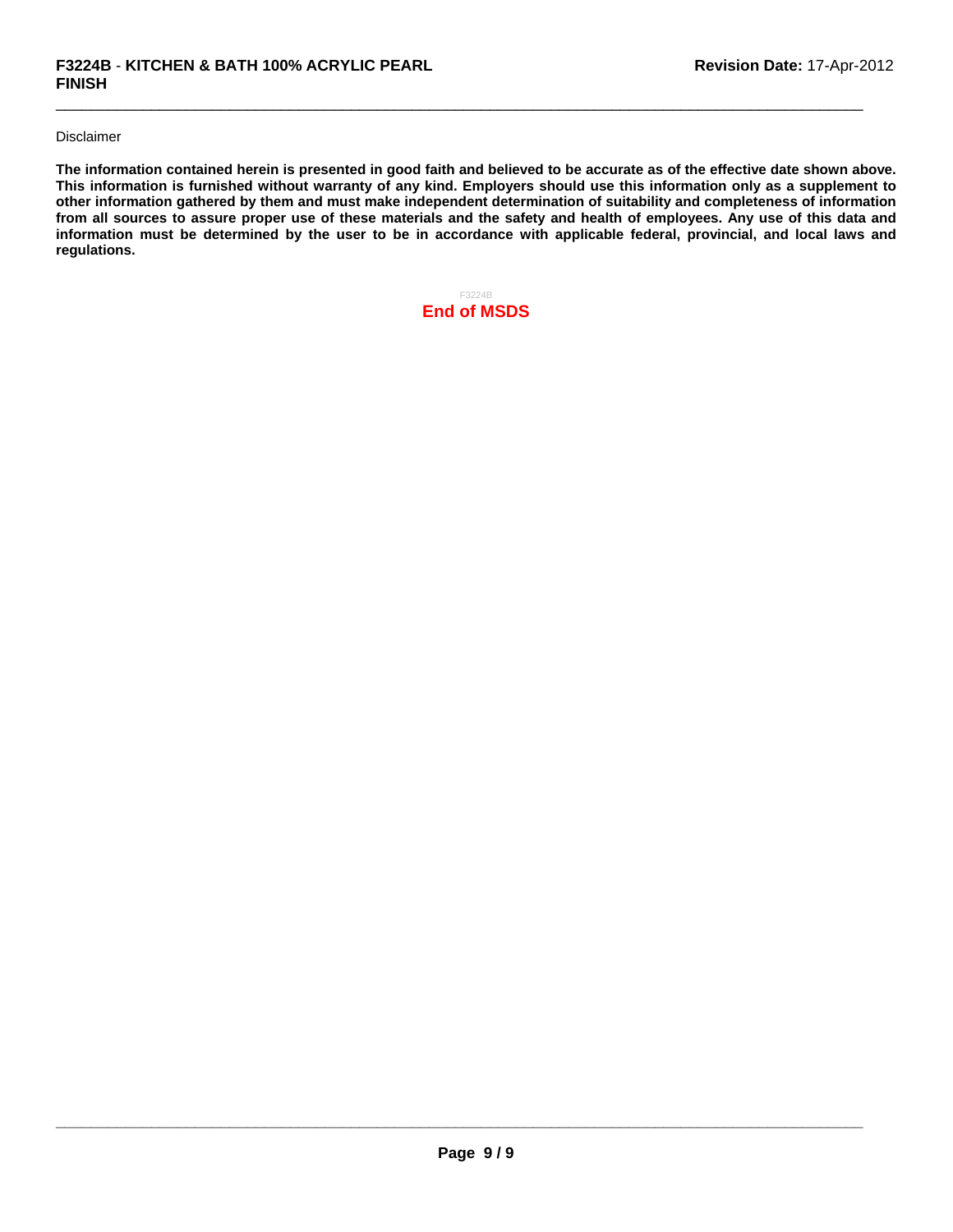Disclaimer

**The information contained herein is presented in good faith and believed to be accurate as of the effective date shown above. This information is furnished without warranty of any kind. Employers should use this information only as a supplement to other information gathered by them and must make independent determination of suitability and completeness of information from all sources to assure proper use of these materials and the safety and health of employees. Any use of this data and information must be determined by the user to be in accordance with applicable federal, provincial, and local laws and regulations.**

F3224B

**End of MSDS**